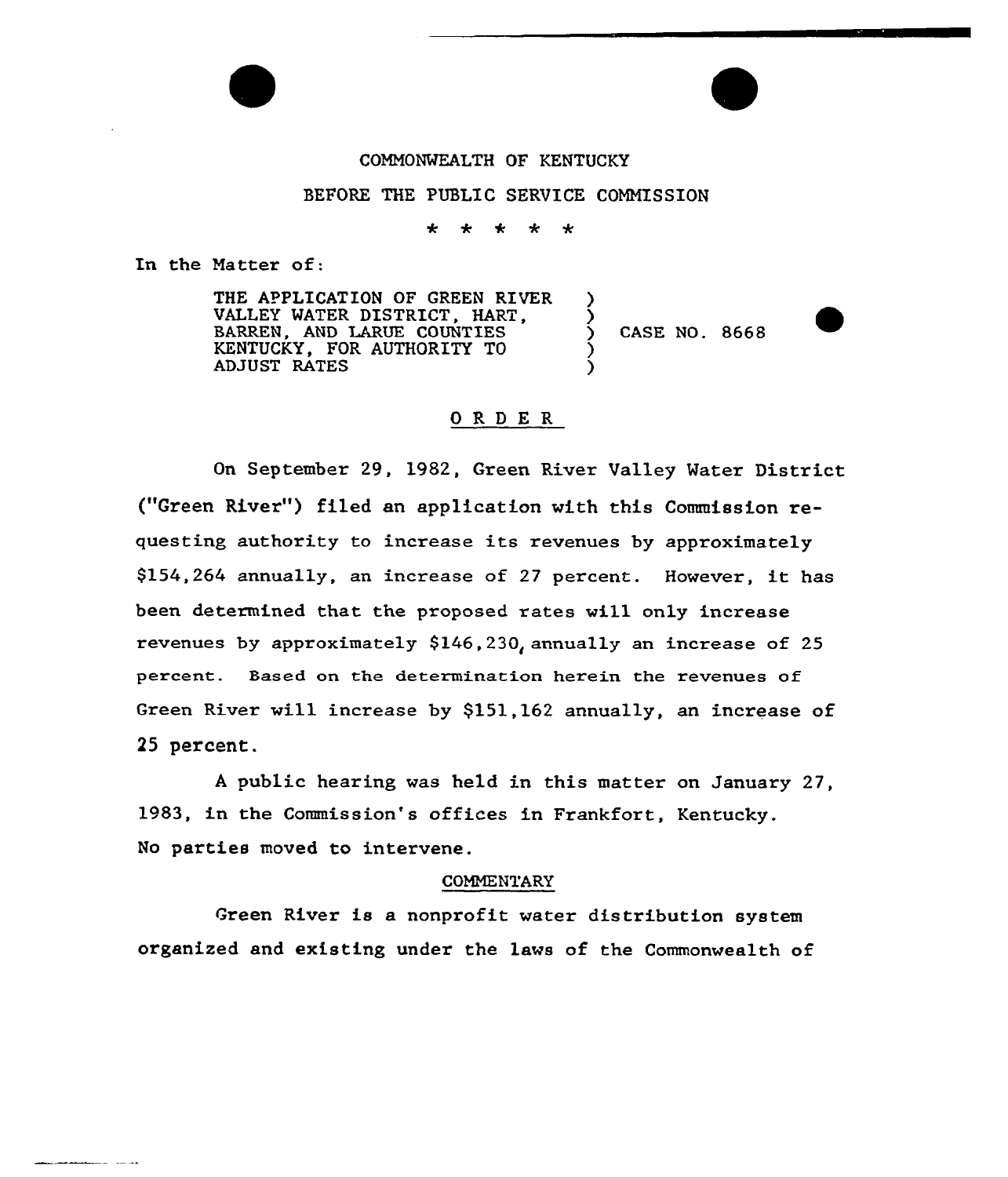COMMONWEALTH OF KENTUCKY

BEFORE THE PUBLIC SERVICE COMMISSION

\* \* \* \* \*

In the Matter of:

| | | |
|---|---|---|
| THE APPLICATION OF GREEN RIVER VALLEY WATER DISTRICT, HART, BARREN, AND LARUE COUNTIES KENTUCKY, FOR AUTHORITY TO ADJUST RATES | ) | CASE NO. 8668 |

## O R D E R

On September 29, 1982, Green River Valley Water District ("Green River") filed an application with this Commission requesting authority to increase its revenues by approximately $154,264 annually, an increase of 27 percent. However, it has been determined that the proposed rates will only increase revenues by approximately $146,230, annually an increase of 25 percent. Based on the determination herein the revenues of Green River will increase by $151,162 annually, an increase of 25 percent.

A public hearing was held in this matter on January 27, 1983, in the Commission's offices in Frankfort, Kentucky. No parties moved to intervene.

### COMMENTARY

Green River is a nonprofit water distribution system organized and existing under the laws of the Commonwealth of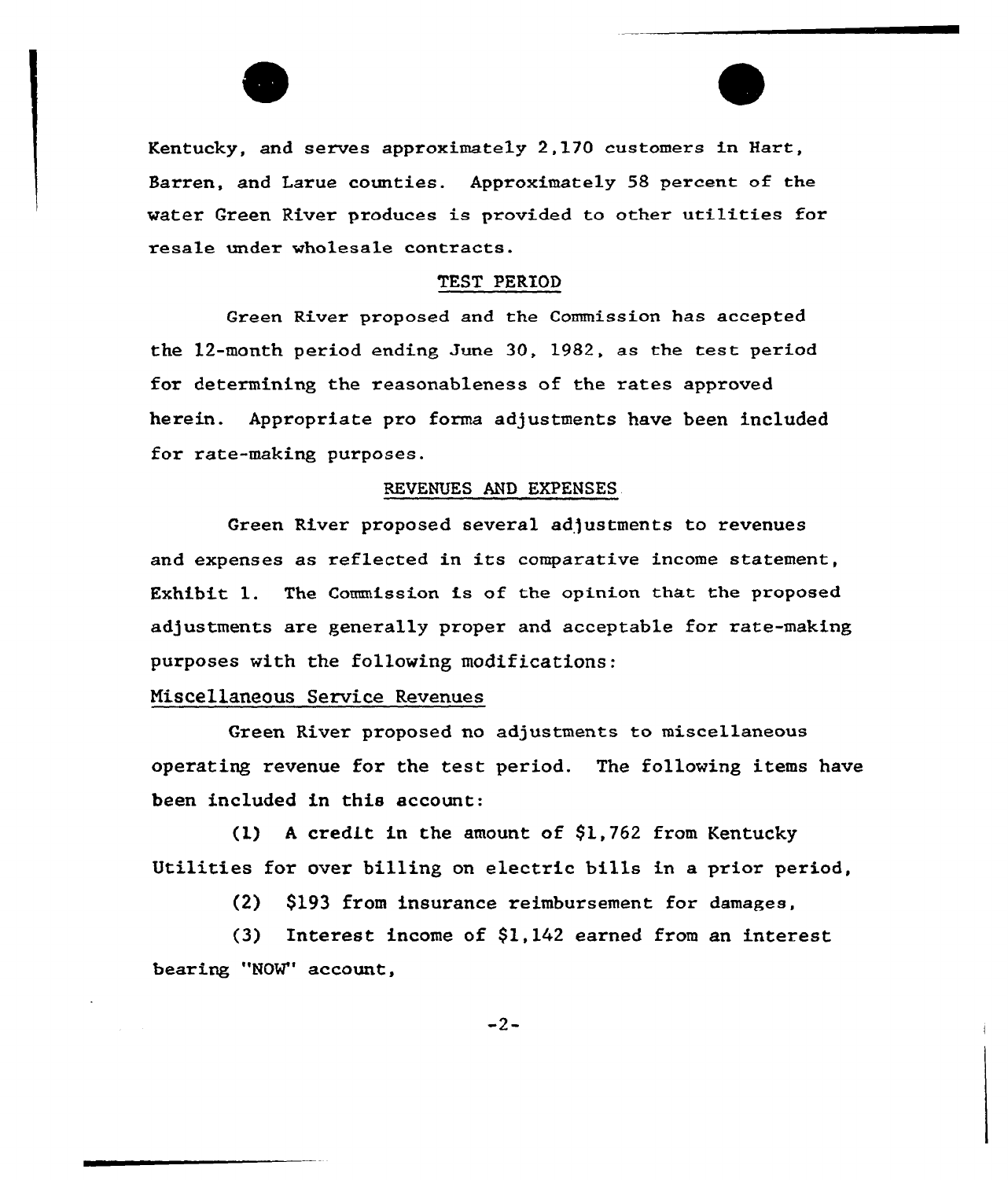Kentucky, and serves approximately 2,170 customers in Hart, Barren, and Larue counties. Approximately 58 percent of the water Green River produces is provided to other utilities for resale under wholesale contracts.

## TEST PERIOD

Green River proposed and the Commission has accepted the 12-month period ending June 30, 1982, as the test period for determining the reasonableness of the rates approved herein. Appropriate pro forma adjustments have been included for rate-making purposes.

## REVENUES AND EXPENSES

Green River proposed several adjustments to revenues and expenses as reflected in its comparative income statement, Exhibit 1. The Commission is of the opinion that the proposed adjustments are generally proper and acceptable for rate-making purposes with the following modifications:

### Miscellaneous Service Revenues

Green River proposed no adjustments to miscellaneous operating revenue for the test period. The following items have been included in this account:

(1) A credit in the amount of $1,762 from Kentucky Utilities for over billing on electric bills in a prior period,

(2) $193 from insurance reimbursement for damages,

(3) Interest income of $1,142 earned from an interest bearing "NOW" account,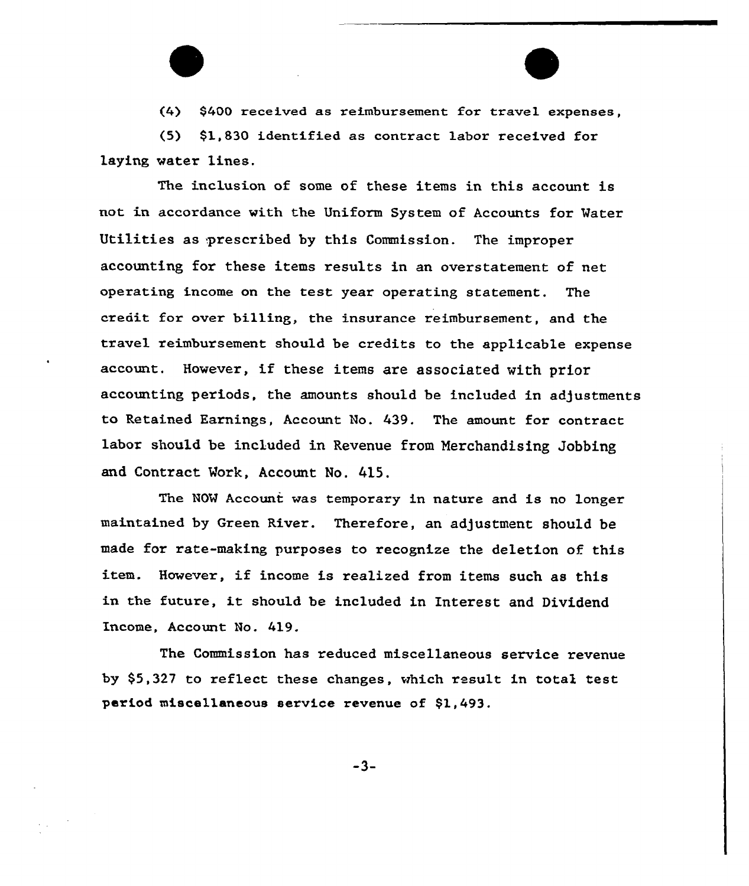(4) $400 received as reimbursement for travel expenses,

(5) $1,830 identified as contract labor received for laying water lines.

The inclusion of some of these items in this account is not in accordance with the Uniform System of Accounts for Water Utilities as prescribed by this Commission. The improper accounting for these items results in an overstatement of net operating income on the test year operating statement. The credit for over billing, the insurance reimbursement, and the travel reimbursement should be credits to the applicable expense account. However, if these items are associated with prior accounting periods, the amounts should be included in adjustments to Retained Earnings, Account No. 439. The amount for contract labor should be included in Revenue from Merchandising Jobbing and Contract Work, Account No. 415.

The NOW Account was temporary in nature and is no longer maintained by Green River. Therefore, an adjustment should be made for rate-making purposes to recognize the deletion of this item. However, if income is realized from items such as this in the future, it should be included in Interest and Dividend Income, Account No. 419.

The Commission has reduced miscellaneous service revenue by $5,327 to reflect these changes, which result in total test period miscellaneous service revenue of $1,493.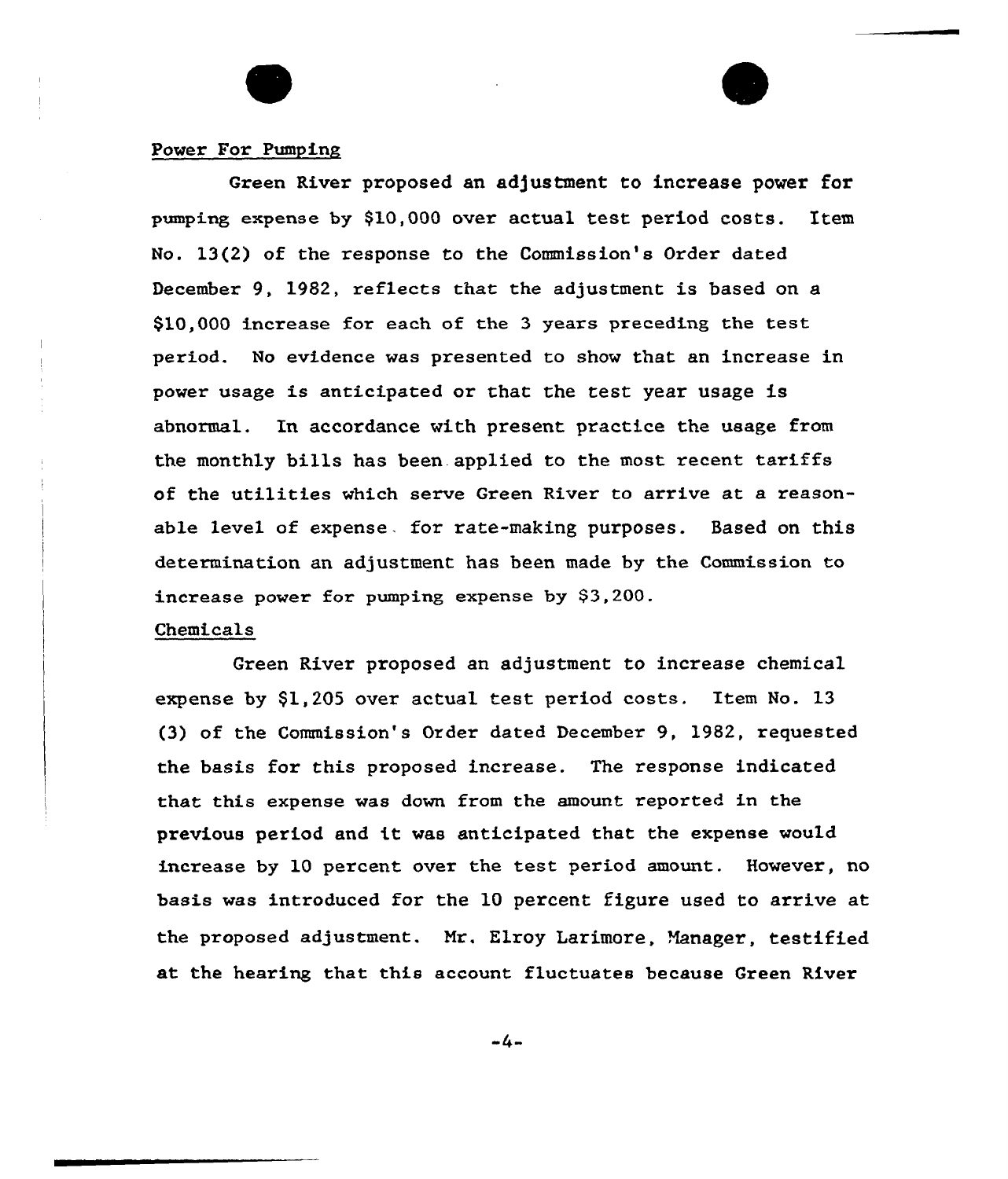Power For Pumping

Green River proposed an adjustment to increase power for pumping expense by $10,000 over actual test period costs. Item No. 13(2) of the response to the Commission's Order dated December 9, 1982, reflects that the adjustment is based on a $10,000 increase for each of the 3 years preceding the test period. No evidence was presented to show that an increase in power usage is anticipated or that the test year usage is abnormal. In accordance with present practice the usage from the monthly bills has been applied to the most recent tariffs of the utilities which serve Green River to arrive at a reasonable level of expense for rate-making purposes. Based on this determination an adjustment has been made by the Commission to increase power for pumping expense by $3,200.

Chemicals

Green River proposed an adjustment to increase chemical expense by $1,205 over actual test period costs. Item No. 13 (3) of the Commission's Order dated December 9, 1982, requested the basis for this proposed increase. The response indicated that this expense was down from the amount reported in the previous period and it was anticipated that the expense would increase by 10 percent over the test period amount. However, no basis was introduced for the 10 percent figure used to arrive at the proposed adjustment. Mr. Elroy Larimore, Manager, testified at the hearing that this account fluctuates because Green River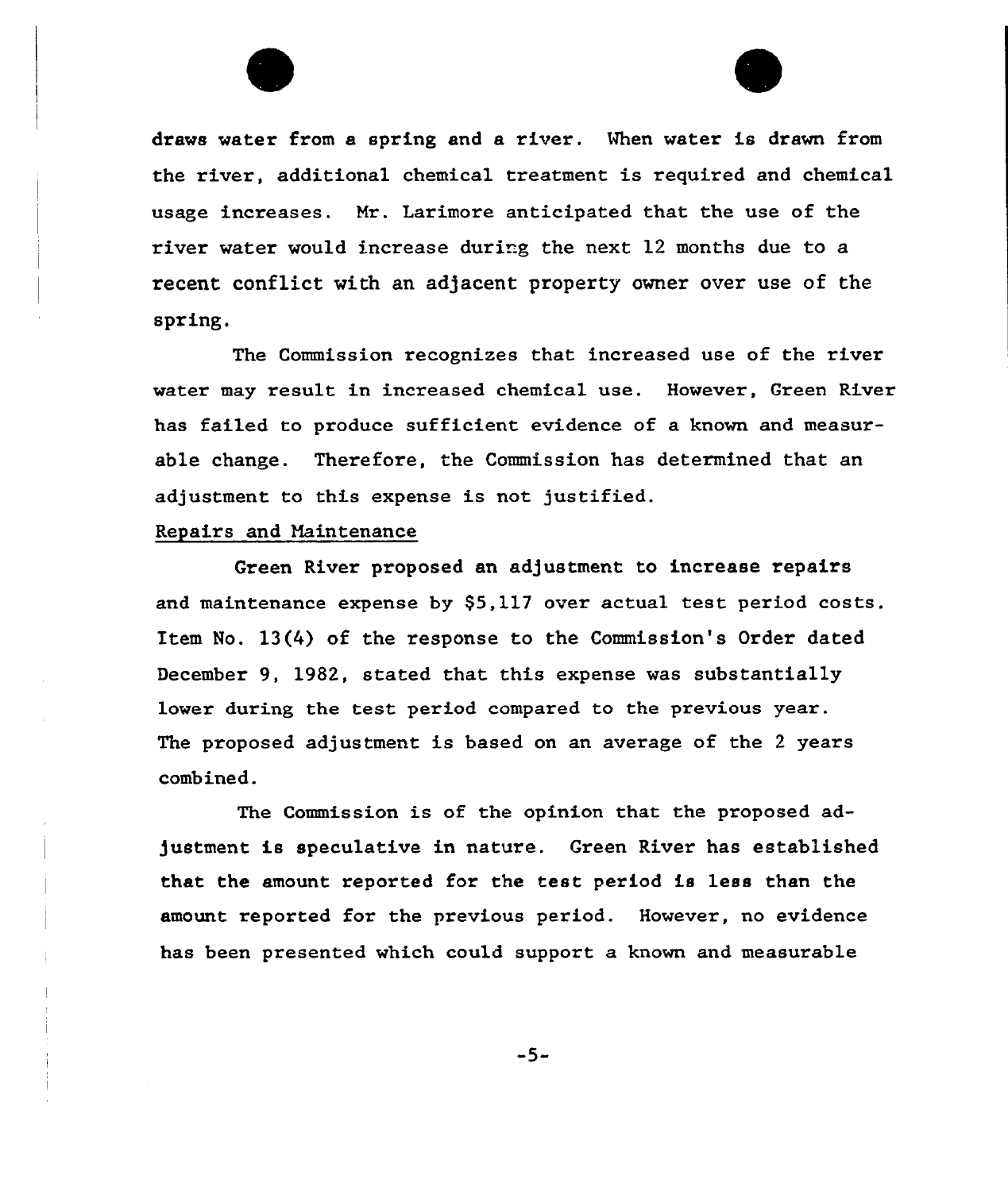draws water from a spring and a river. When water is drawn from the river, additional chemical treatment is required and chemical usage increases. Mr. Larimore anticipated that the use of the river water would increase during the next 12 months due to a recent conflict with an adjacent property owner over use of the spring.

The Commission recognizes that increased use of the river water may result in increased chemical use. However, Green River has failed to produce sufficient evidence of a known and measurable change. Therefore, the Commission has determined that an adjustment to this expense is not justified.

Repairs and Maintenance

Green River proposed an adjustment to increase repairs and maintenance expense by $5,117 over actual test period costs. Item No. 13(4) of the response to the Commission's Order dated December 9, 1982, stated that this expense was substantially lower during the test period compared to the previous year. The proposed adjustment is based on an average of the 2 years combined.

The Commission is of the opinion that the proposed adjustment is speculative in nature. Green River has established that the amount reported for the test period is less than the amount reported for the previous period. However, no evidence has been presented which could support a known and measurable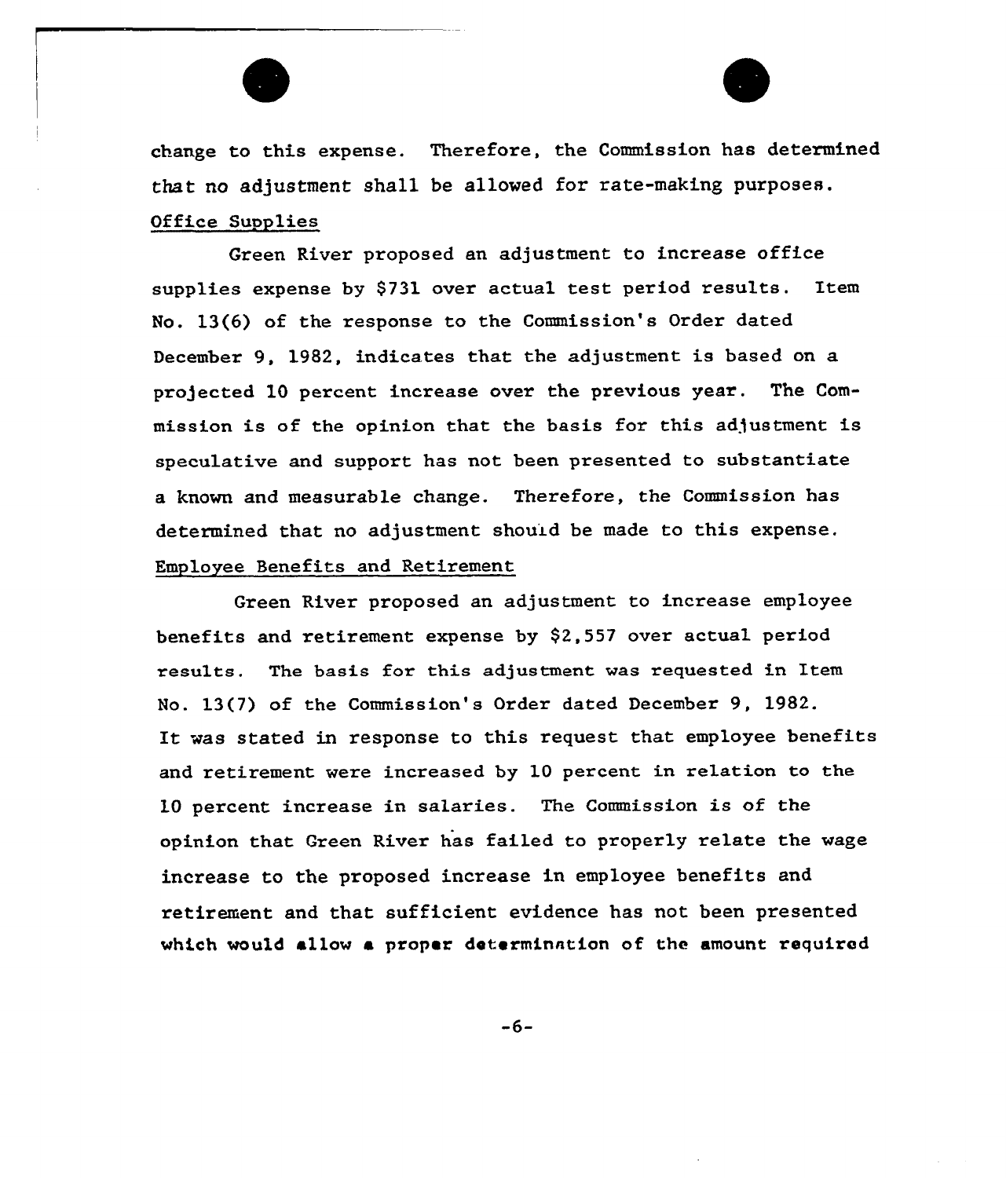change to this expense. Therefore, the Commission has determined that no adjustment shall be allowed for rate-making purposes.

Office Supplies

Green River proposed an adjustment to increase office supplies expense by $731 over actual test period results. Item No. 13(6) of the response to the Commission's Order dated December 9, 1982, indicates that the adjustment is based on a projected 10 percent increase over the previous year. The Commission is of the opinion that the basis for this adjustment is speculative and support has not been presented to substantiate a known and measurable change. Therefore, the Commission has determined that no adjustment should be made to this expense.

Employee Benefits and Retirement

Green River proposed an adjustment to increase employee benefits and retirement expense by $2,557 over actual period results. The basis for this adjustment was requested in Item No. 13(7) of the Commission's Order dated December 9, 1982. It was stated in response to this request that employee benefits and retirement were increased by 10 percent in relation to the 10 percent increase in salaries. The Commission is of the opinion that Green River has failed to properly relate the wage increase to the proposed increase in employee benefits and retirement and that sufficient evidence has not been presented which would allow a proper determination of the amount required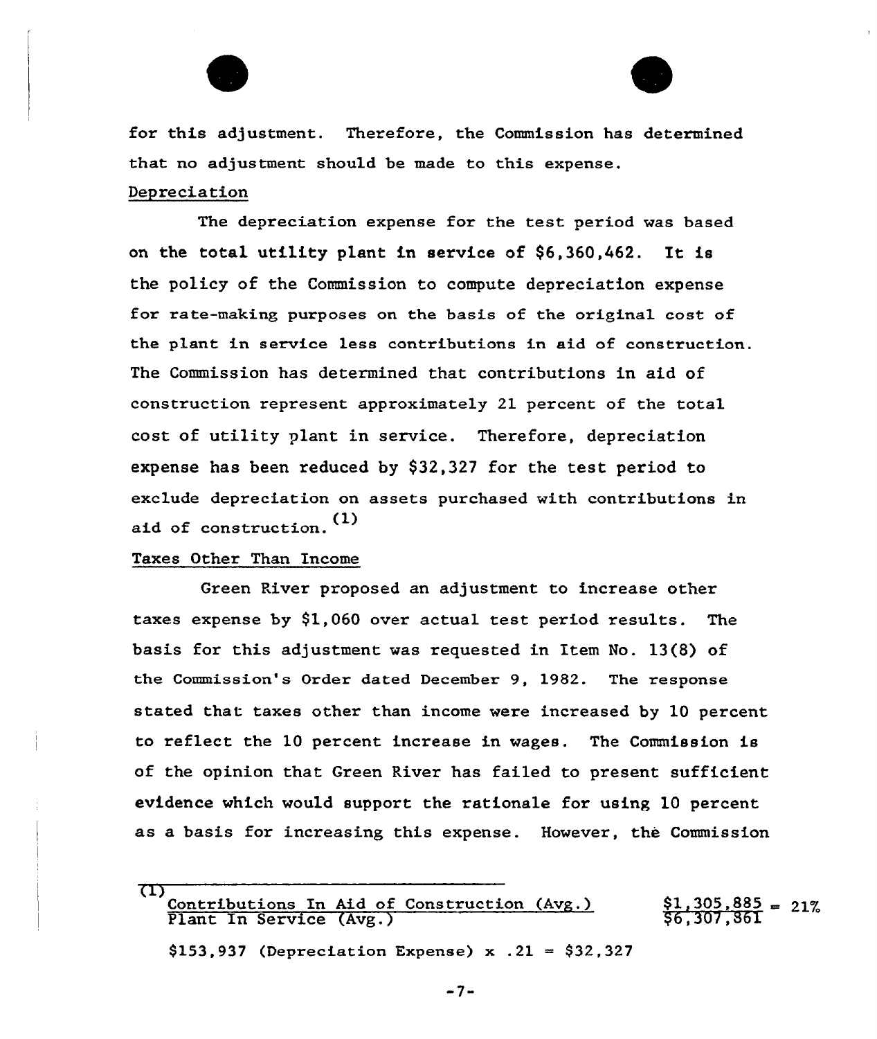for this adjustment. Therefore, the Commission has determined that no adjustment should be made to this expense.

Depreciation

The depreciation expense for the test period was based on the total utility plant in service of $6,360,462. It is the policy of the Commission to compute depreciation expense for rate-making purposes on the basis of the original cost of the plant in service less contributions in aid of construction. The Commission has determined that contributions in aid of construction represent approximately 21 percent of the total cost of utility plant in service. Therefore, depreciation expense has been reduced by $32,327 for the test period to exclude depreciation on assets purchased with contributions in aid of construction.[1]

Taxes Other Than Income

Green River proposed an adjustment to increase other taxes expense by $1,060 over actual test period results. The basis for this adjustment was requested in Item No. 13(8) of the Commission's Order dated December 9, 1982. The response stated that taxes other than income were increased by 10 percent to reflect the 10 percent increase in wages. The Commission is of the opinion that Green River has failed to present sufficient evidence which would support the rationale for using 10 percent as a basis for increasing this expense. However, the Commission

---

(1)

$$\frac{\text{Contributions In Aid of Construction (Avg.)}}{\text{Plant In Service (Avg.)}} \qquad \frac{\$1,305,885}{\$6,307,861} = 21\%$$

$153,937 (Depreciation Expense) x .21 = $32,327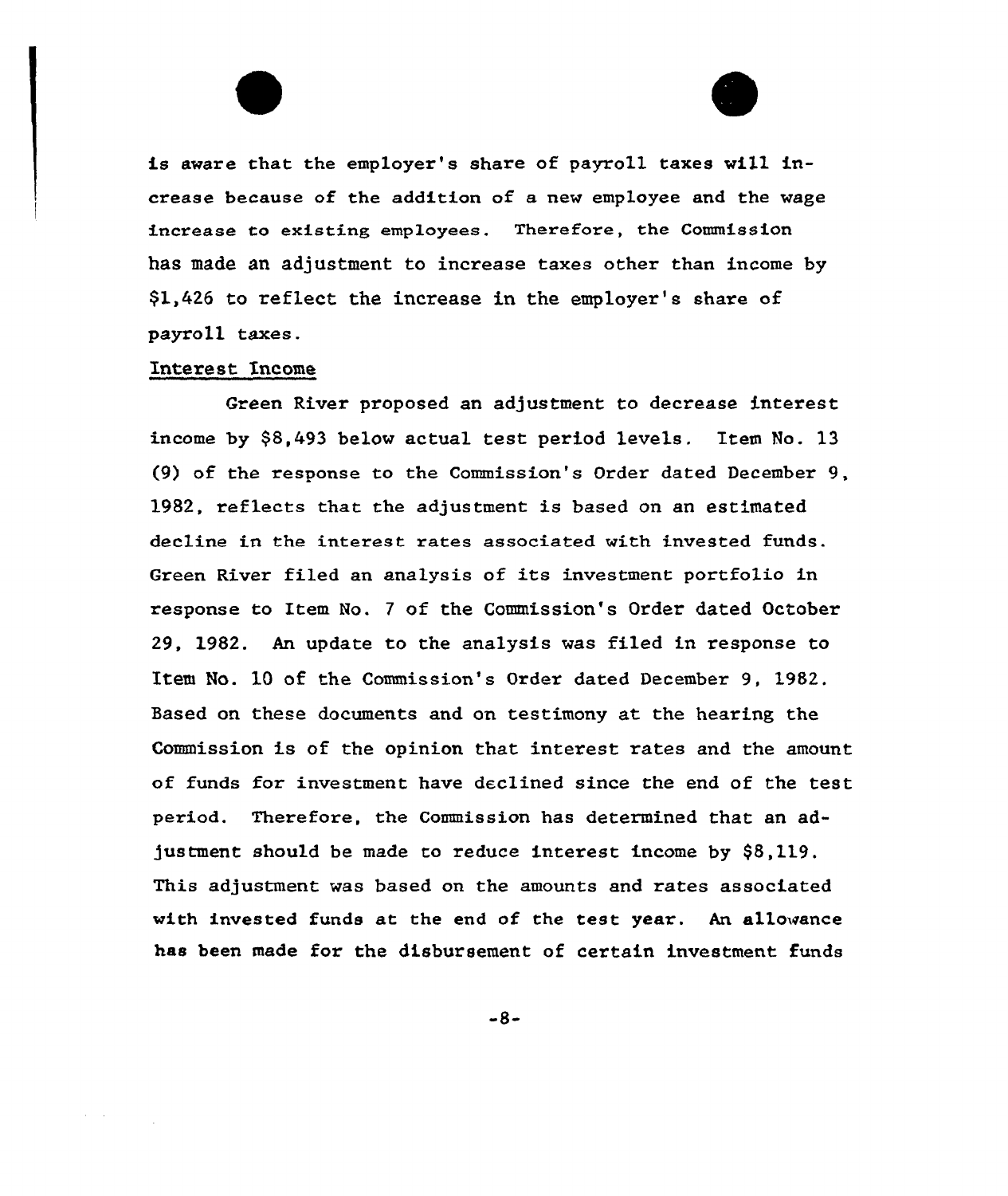is aware that the employer's share of payroll taxes will increase because of the addition of a new employee and the wage increase to existing employees. Therefore, the Commission has made an adjustment to increase taxes other than income by $1,426 to reflect the increase in the employer's share of payroll taxes.

Interest Income

Green River proposed an adjustment to decrease interest income by $8,493 below actual test period levels. Item No. 13 (9) of the response to the Commission's Order dated December 9, 1982, reflects that the adjustment is based on an estimated decline in the interest rates associated with invested funds. Green River filed an analysis of its investment portfolio in response to Item No. 7 of the Commission's Order dated October 29, 1982. An update to the analysis was filed in response to Item No. 10 of the Commission's Order dated December 9, 1982. Based on these documents and on testimony at the hearing the Commission is of the opinion that interest rates and the amount of funds for investment have declined since the end of the test period. Therefore, the Commission has determined that an adjustment should be made to reduce interest income by $8,119. This adjustment was based on the amounts and rates associated with invested funds at the end of the test year. An allowance has been made for the disbursement of certain investment funds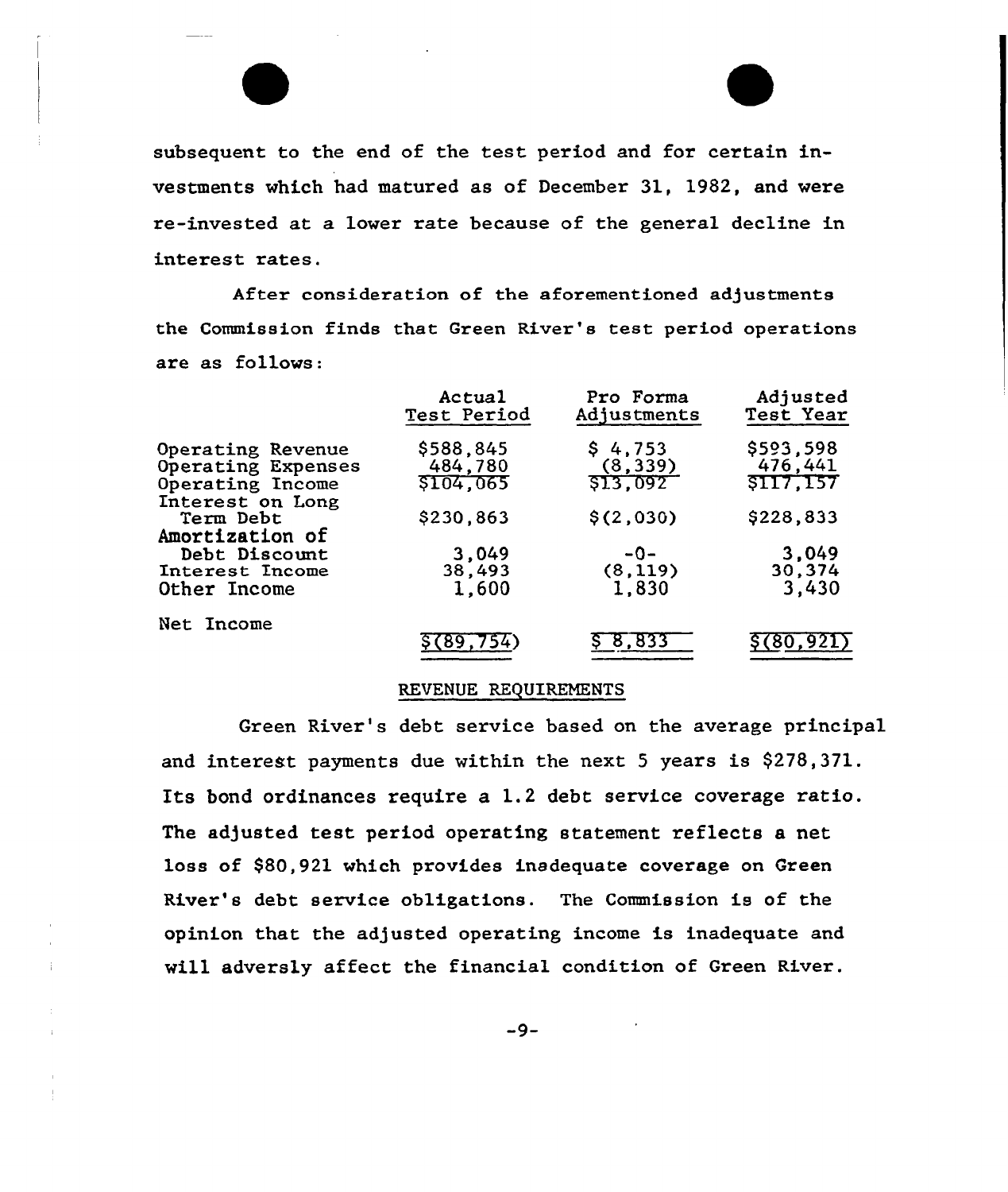subsequent to the end of the test period and for certain investments which had matured as of December 31, 1982, and were re-invested at a lower rate because of the general decline in interest rates.

After consideration of the aforementioned adjustments the Commission finds that Green River's test period operations are as follows:

| | Actual Test Period | Pro Forma Adjustments | Adjusted Test Year |
|---|---|---|---|
| Operating Revenue | $588,845 | $ 4,753 | $593,598 |
| Operating Expenses | 484,780 | (8,339) | 476,441 |
| Operating Income | $104,065 | $13,092 | $117,157 |
| Interest on Long Term Debt | $230,863 | $(2,030) | $228,833 |
| Amortization of Debt Discount | 3,049 | -0- | 3,049 |
| Interest Income | 38,493 | (8,119) | 30,374 |
| Other Income | 1,600 | 1,830 | 3,430 |
| Net Income | $(89,754) | $ 8,833 | $(80,921) |

## REVENUE REQUIREMENTS

Green River's debt service based on the average principal and interest payments due within the next 5 years is $278,371. Its bond ordinances require a 1.2 debt service coverage ratio. The adjusted test period operating statement reflects a net loss of $80,921 which provides inadequate coverage on Green River's debt service obligations. The Commission is of the opinion that the adjusted operating income is inadequate and will adversly affect the financial condition of Green River.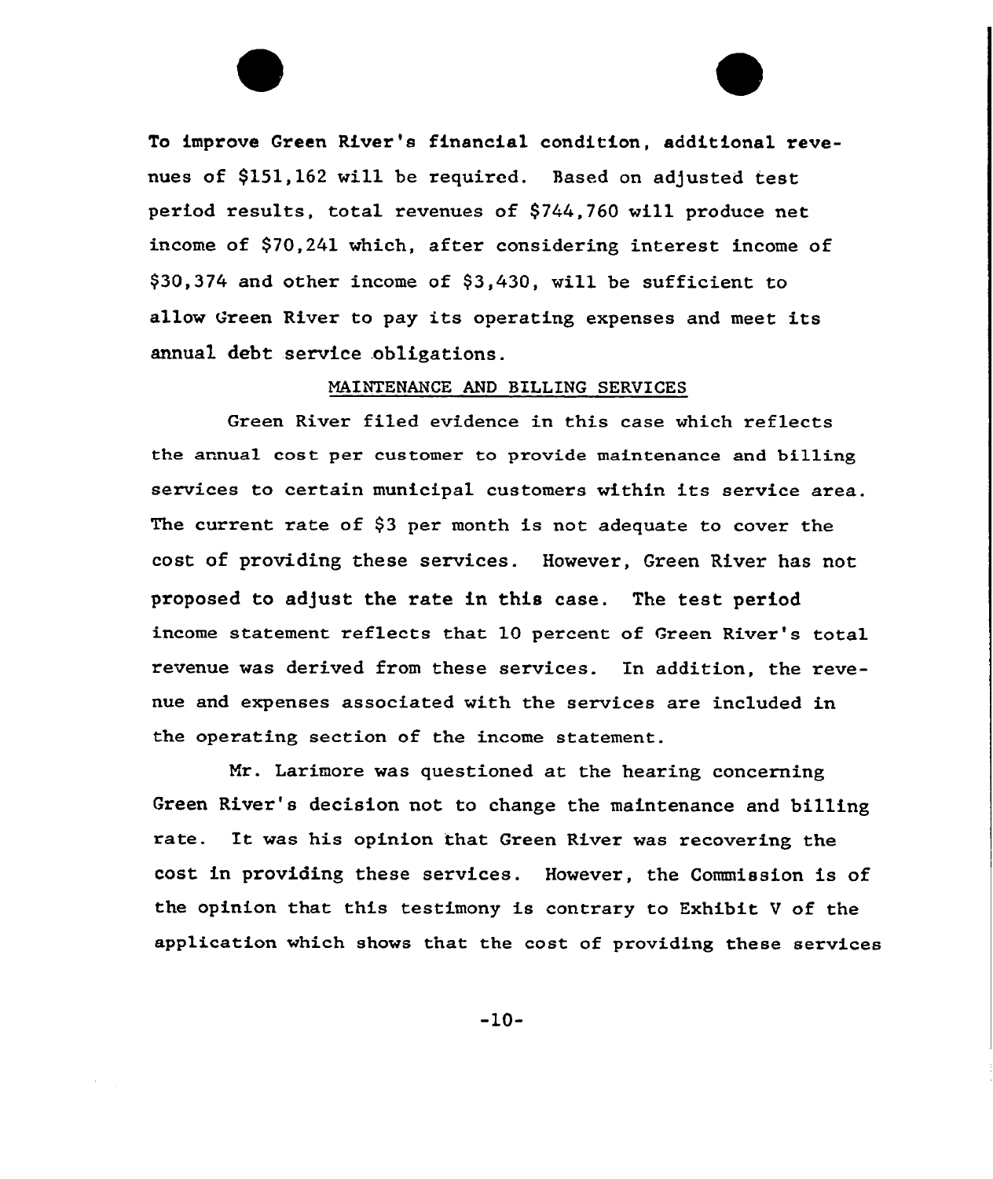To improve Green River's financial condition, additional revenues of $151,162 will be required. Based on adjusted test period results, total revenues of $744,760 will produce net income of $70,241 which, after considering interest income of $30,374 and other income of $3,430, will be sufficient to allow Green River to pay its operating expenses and meet its annual debt service obligations.

## MAINTENANCE AND BILLING SERVICES

Green River filed evidence in this case which reflects the annual cost per customer to provide maintenance and billing services to certain municipal customers within its service area. The current rate of $3 per month is not adequate to cover the cost of providing these services. However, Green River has not proposed to adjust the rate in this case. The test period income statement reflects that 10 percent of Green River's total revenue was derived from these services. In addition, the revenue and expenses associated with the services are included in the operating section of the income statement.

Mr. Larimore was questioned at the hearing concerning Green River's decision not to change the maintenance and billing rate. It was his opinion that Green River was recovering the cost in providing these services. However, the Commission is of the opinion that this testimony is contrary to Exhibit V of the application which shows that the cost of providing these services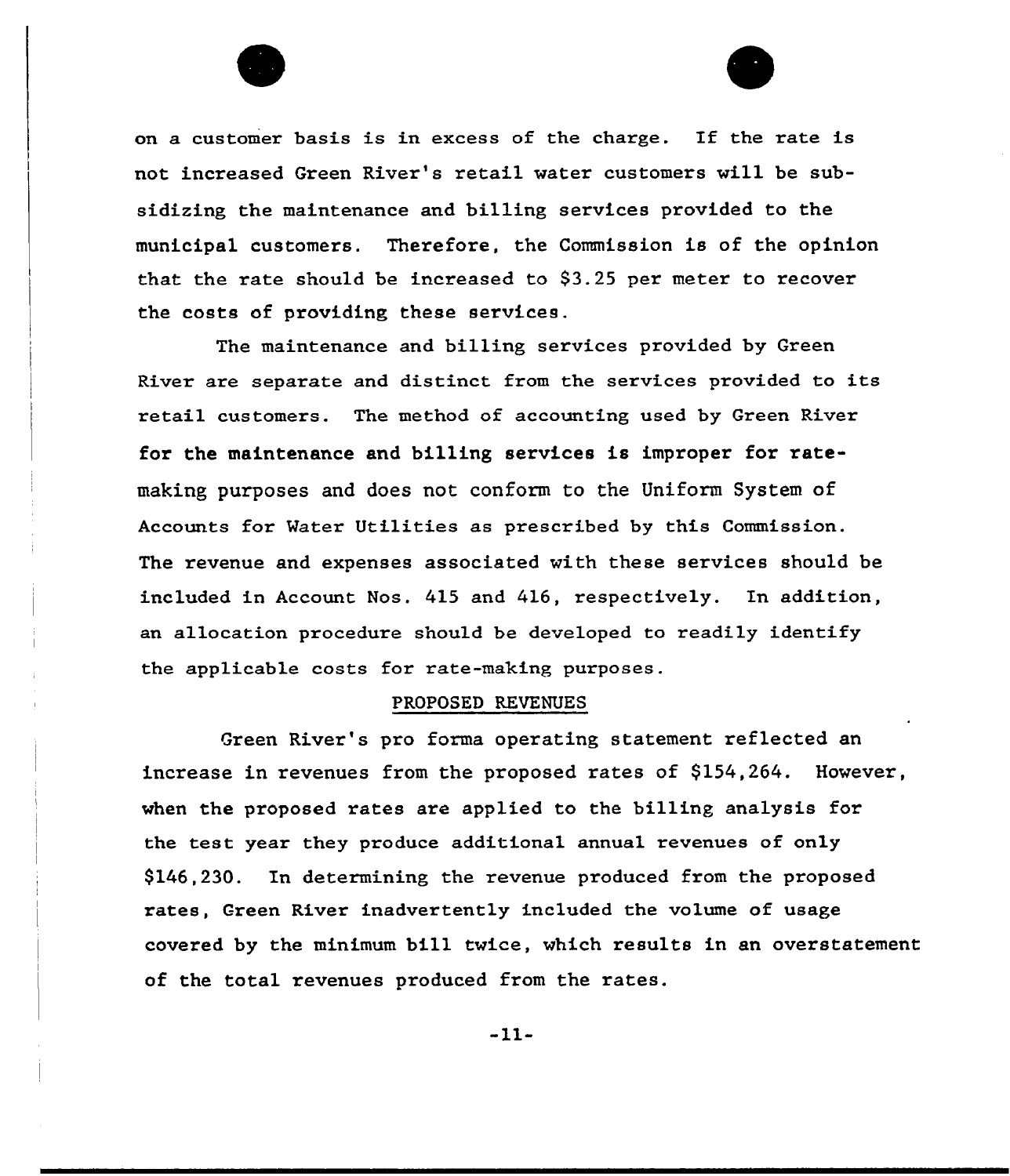on a customer basis is in excess of the charge. If the rate is not increased Green River's retail water customers will be subsidizing the maintenance and billing services provided to the municipal customers. Therefore, the Commission is of the opinion that the rate should be increased to $3.25 per meter to recover the costs of providing these services.

The maintenance and billing services provided by Green River are separate and distinct from the services provided to its retail customers. The method of accounting used by Green River for the maintenance and billing services is improper for rate-making purposes and does not conform to the Uniform System of Accounts for Water Utilities as prescribed by this Commission. The revenue and expenses associated with these services should be included in Account Nos. 415 and 416, respectively. In addition, an allocation procedure should be developed to readily identify the applicable costs for rate-making purposes.

## PROPOSED REVENUES

Green River's pro forma operating statement reflected an increase in revenues from the proposed rates of $154,264. However, when the proposed rates are applied to the billing analysis for the test year they produce additional annual revenues of only $146,230. In determining the revenue produced from the proposed rates, Green River inadvertently included the volume of usage covered by the minimum bill twice, which results in an overstatement of the total revenues produced from the rates.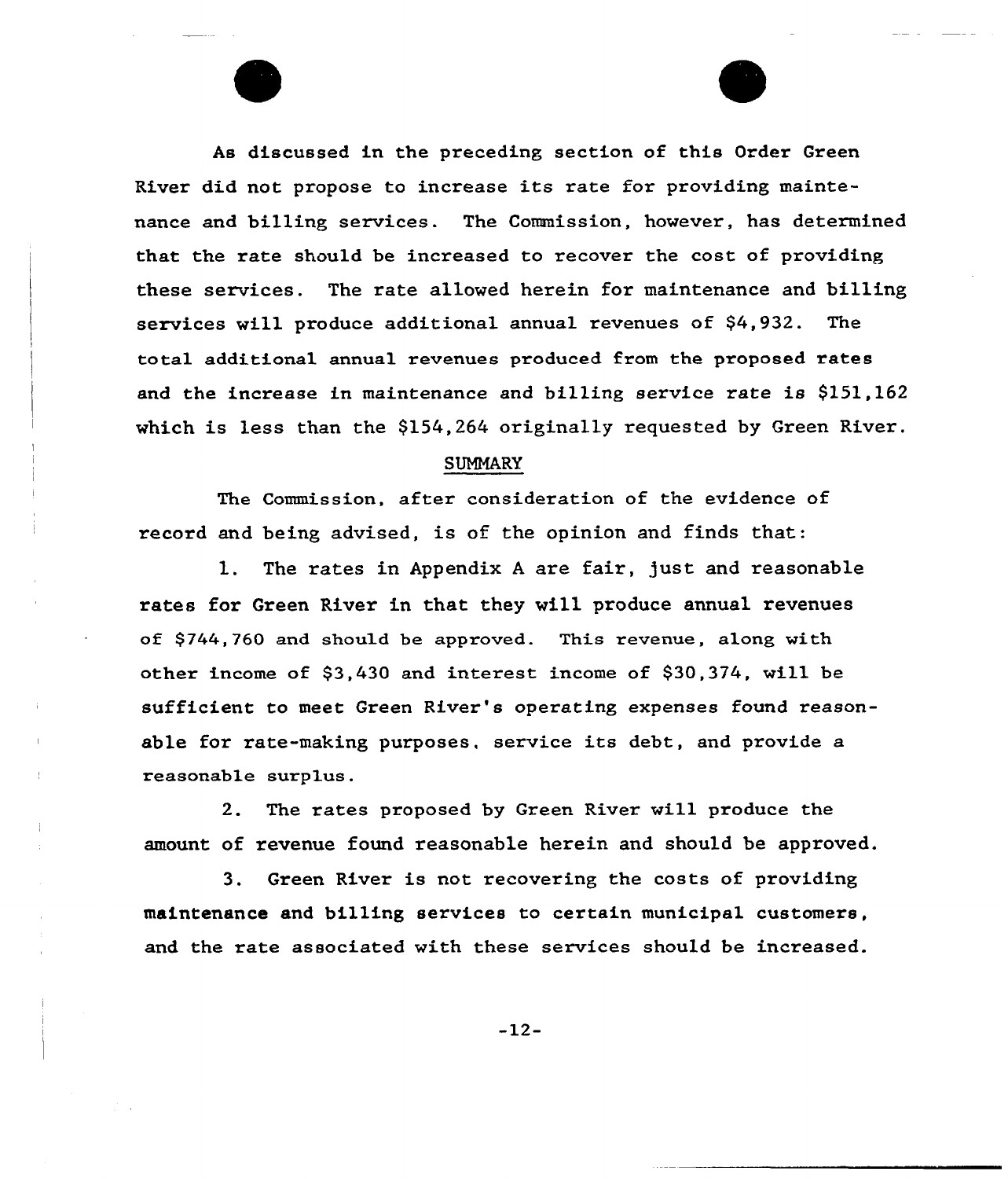As discussed in the preceding section of this Order Green River did not propose to increase its rate for providing maintenance and billing services. The Commission, however, has determined that the rate should be increased to recover the cost of providing these services. The rate allowed herein for maintenance and billing services will produce additional annual revenues of $4,932. The total additional annual revenues produced from the proposed rates and the increase in maintenance and billing service rate is $151,162 which is less than the $154,264 originally requested by Green River.

## SUMMARY

The Commission, after consideration of the evidence of record and being advised, is of the opinion and finds that:

1. The rates in Appendix A are fair, just and reasonable rates for Green River in that they will produce annual revenues of $744,760 and should be approved. This revenue, along with other income of $3,430 and interest income of $30,374, will be sufficient to meet Green River's operating expenses found reasonable for rate-making purposes, service its debt, and provide a reasonable surplus.

2. The rates proposed by Green River will produce the amount of revenue found reasonable herein and should be approved.

3. Green River is not recovering the costs of providing maintenance and billing services to certain municipal customers, and the rate associated with these services should be increased.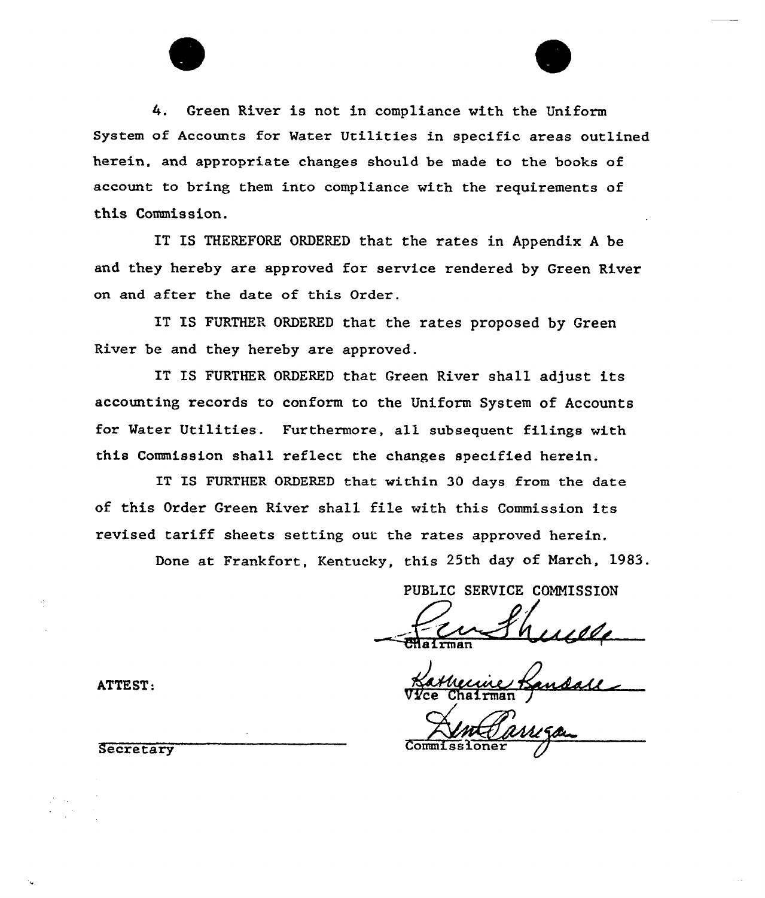4. Green River is not in compliance with the Uniform System of Accounts for Water Utilities in specific areas outlined herein, and appropriate changes should be made to the books of account to bring them into compliance with the requirements of this Commission.

IT IS THEREFORE ORDERED that the rates in Appendix A be and they hereby are approved for service rendered by Green River on and after the date of this Order.

IT IS FURTHER ORDERED that the rates proposed by Green River be and they hereby are approved.

IT IS FURTHER ORDERED that Green River shall adjust its accounting records to conform to the Uniform System of Accounts for Water Utilities. Furthermore, all subsequent filings with this Commission shall reflect the changes specified herein.

IT IS FURTHER ORDERED that within 30 days from the date of this Order Green River shall file with this Commission its revised tariff sheets setting out the rates approved herein.

Done at Frankfort, Kentucky, this 25th day of March, 1983.

PUBLIC SERVICE COMMISSION

Chairman

Vice Chairman

Commissioner

ATTEST:

Secretary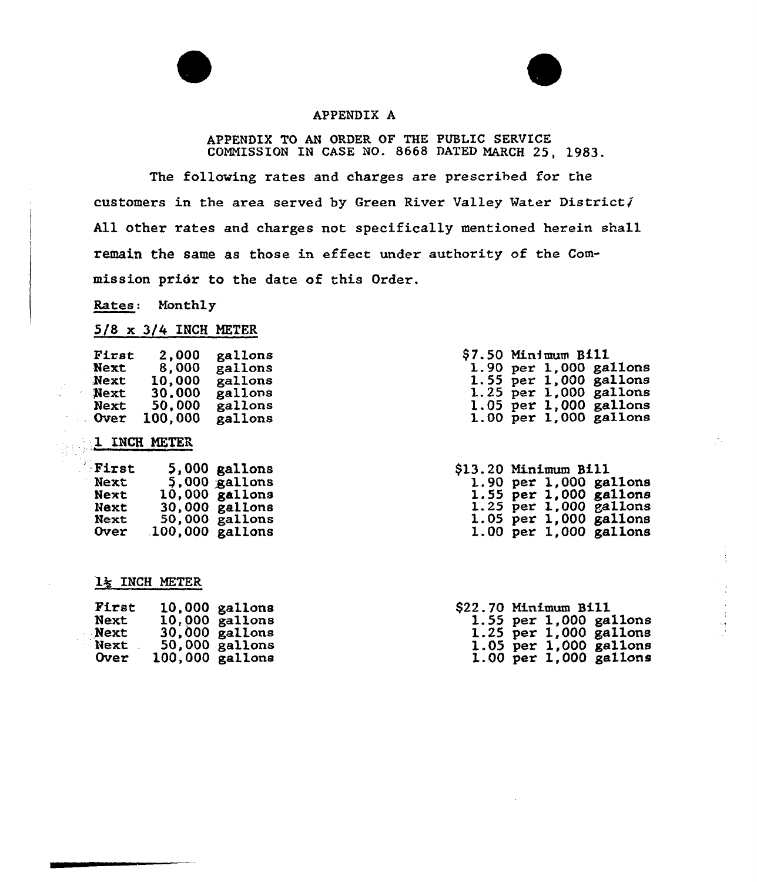# APPENDIX A

APPENDIX TO AN ORDER OF THE PUBLIC SERVICE COMMISSION IN CASE NO. 8668 DATED MARCH 25, 1983.

The following rates and charges are prescribed for the customers in the area served by Green River Valley Water District. All other rates and charges not specifically mentioned herein shall remain the same as those in effect under authority of the Commission prior to the date of this Order.

Rates: Monthly

5/8 x 3/4 INCH METER

| | | |
|---|---|---|
| First | 2,000 gallons | $7.50 Minimum Bill |
| Next | 8,000 gallons | 1.90 per 1,000 gallons |
| Next | 10,000 gallons | 1.55 per 1,000 gallons |
| Next | 30,000 gallons | 1.25 per 1,000 gallons |
| Next | 50,000 gallons | 1.05 per 1,000 gallons |
| Over | 100,000 gallons | 1.00 per 1,000 gallons |

1 INCH METER

| | | |
|---|---|---|
| First | 5,000 gallons | $13.20 Minimum Bill |
| Next | 5,000 gallons | 1.90 per 1,000 gallons |
| Next | 10,000 gallons | 1.55 per 1,000 gallons |
| Next | 30,000 gallons | 1.25 per 1,000 gallons |
| Next | 50,000 gallons | 1.05 per 1,000 gallons |
| Over | 100,000 gallons | 1.00 per 1,000 gallons |

1½ INCH METER

| | | |
|---|---|---|
| First | 10,000 gallons | $22.70 Minimum Bill |
| Next | 10,000 gallons | 1.55 per 1,000 gallons |
| Next | 30,000 gallons | 1.25 per 1,000 gallons |
| Next | 50,000 gallons | 1.05 per 1,000 gallons |
| Over | 100,000 gallons | 1.00 per 1,000 gallons |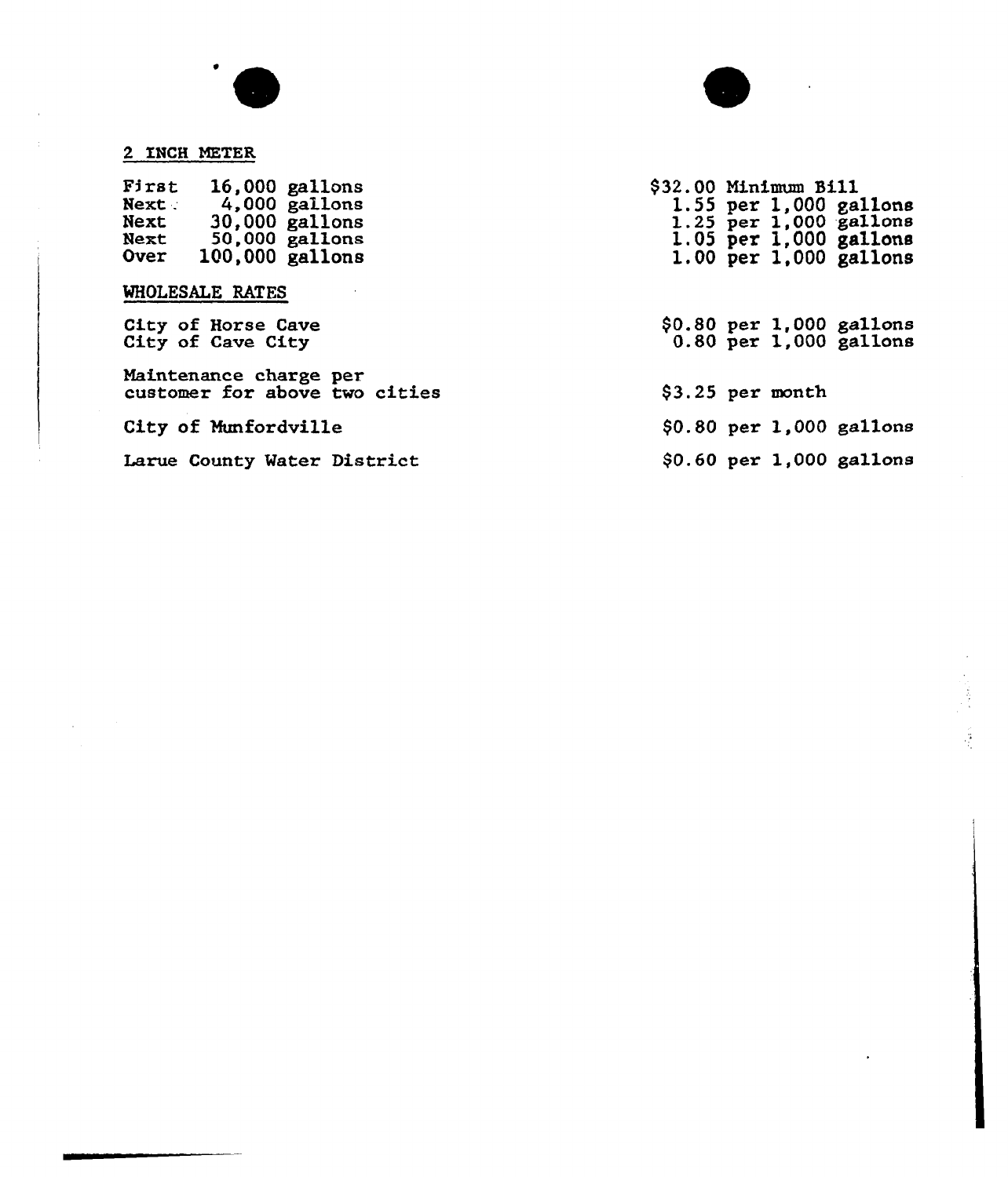2 INCH METER

| | | |
|---|---|---|
| First | 16,000 gallons | $32.00 Minimum Bill |
| Next | 4,000 gallons | 1.55 per 1,000 gallons |
| Next | 30,000 gallons | 1.25 per 1,000 gallons |
| Next | 50,000 gallons | 1.05 per 1,000 gallons |
| Over | 100,000 gallons | 1.00 per 1,000 gallons |

WHOLESALE RATES

| | |
|---|---|
| City of Horse Cave | $0.80 per 1,000 gallons |
| City of Cave City | 0.80 per 1,000 gallons |
| Maintenance charge per customer for above two cities | $3.25 per month |
| City of Munfordville | $0.80 per 1,000 gallons |
| Larue County Water District | $0.60 per 1,000 gallons |